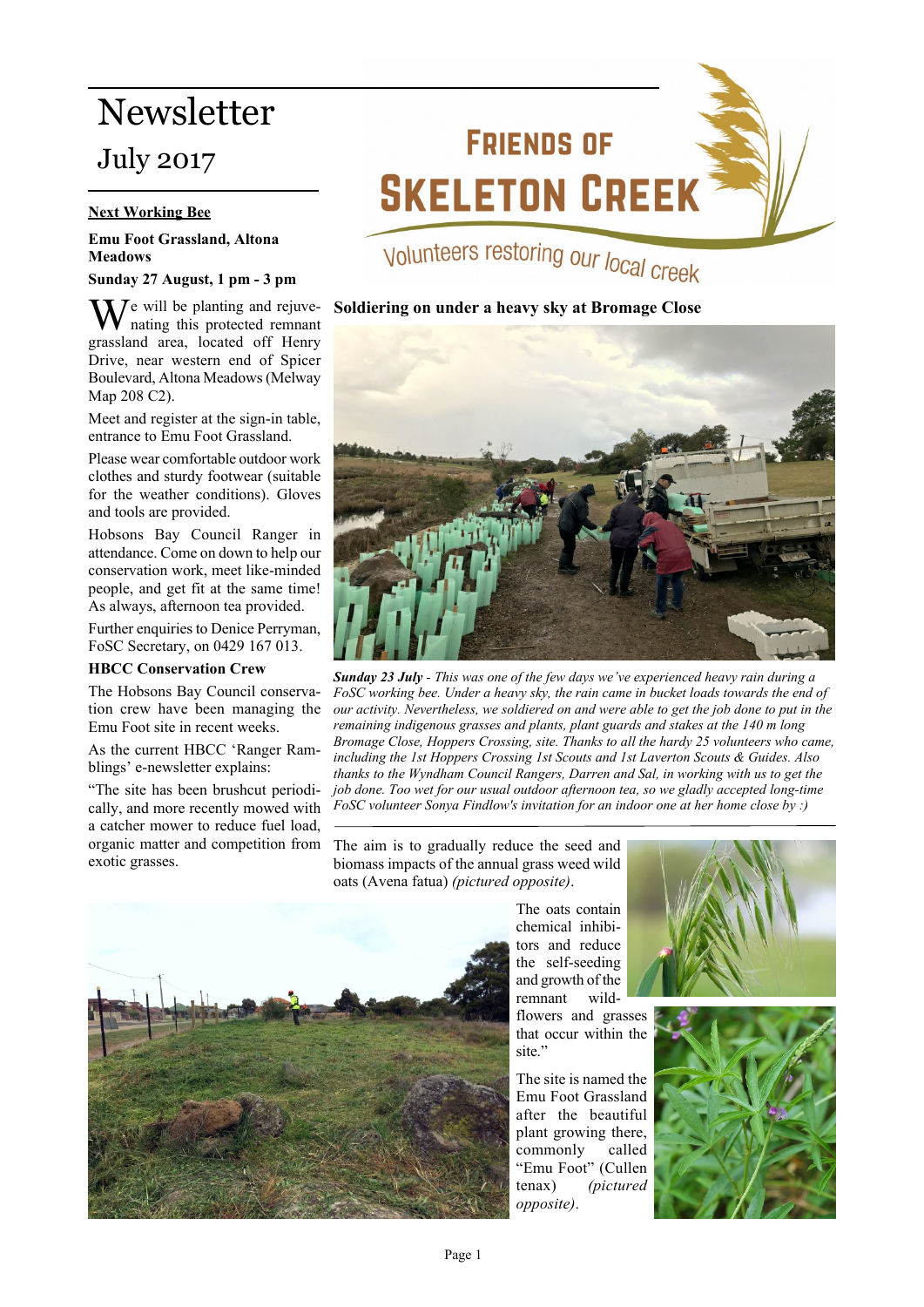# Newsletter

## July 2017

# Friends of Skeleton Creek

Volunteers restoring our local creek

### Next Working Bee

**Emu Foot Grassland, Altona Meadows**

**Sunday 27 August, 1 pm - 3 pm**

We will be planting and rejuvenating this protected remnant grassland area, located off Henry Drive, near western end of Spicer Boulevard, Altona Meadows (Melway Map 208 C2).

Meet and register at the sign-in table, entrance to Emu Foot Grassland.

Please wear comfortable outdoor work clothes and sturdy footwear (suitable for the weather conditions). Gloves and tools are provided.

Hobsons Bay Council Ranger in attendance. Come on down to help our conservation work, meet like-minded people, and get fit at the same time! As always, afternoon tea provided.

Further enquiries to Denice Perryman, FoSC Secretary, on 0429 167 013.

### HBCC Conservation Crew

The Hobsons Bay Council conservation crew have been managing the Emu Foot site in recent weeks.

As the current HBCC 'Ranger Ramblings' e-newsletter explains:

"The site has been brushcut periodically, and more recently mowed with a catcher mower to reduce fuel load, organic matter and competition from exotic grasses.

The aim is to gradually reduce the seed and biomass impacts of the annual grass weed wild oats (Avena fatua) *(pictured opposite)*.

The oats contain chemical inhibitors and reduce the self-seeding and growth of the remnant wildflowers and grasses that occur within the site."

The site is named the Emu Foot Grassland after the beautiful plant growing there, commonly called "Emu Foot" (Cullen tenax) *(pictured opposite)*.

### Soldiering on under a heavy sky at Bromage Close

***Sunday 23 July*** *- This was one of the few days we've experienced heavy rain during a FoSC working bee. Under a heavy sky, the rain came in bucket loads towards the end of our activity. Nevertheless, we soldiered on and were able to get the job done to put in the remaining indigenous grasses and plants, plant guards and stakes at the 140 m long Bromage Close, Hoppers Crossing, site. Thanks to all the hardy 25 volunteers who came, including the 1st Hoppers Crossing 1st Scouts and 1st Laverton Scouts & Guides. Also thanks to the Wyndham Council Rangers, Darren and Sal, in working with us to get the job done. Too wet for our usual outdoor afternoon tea, so we gladly accepted long-time FoSC volunteer Sonya Findlow's invitation for an indoor one at her home close by :)*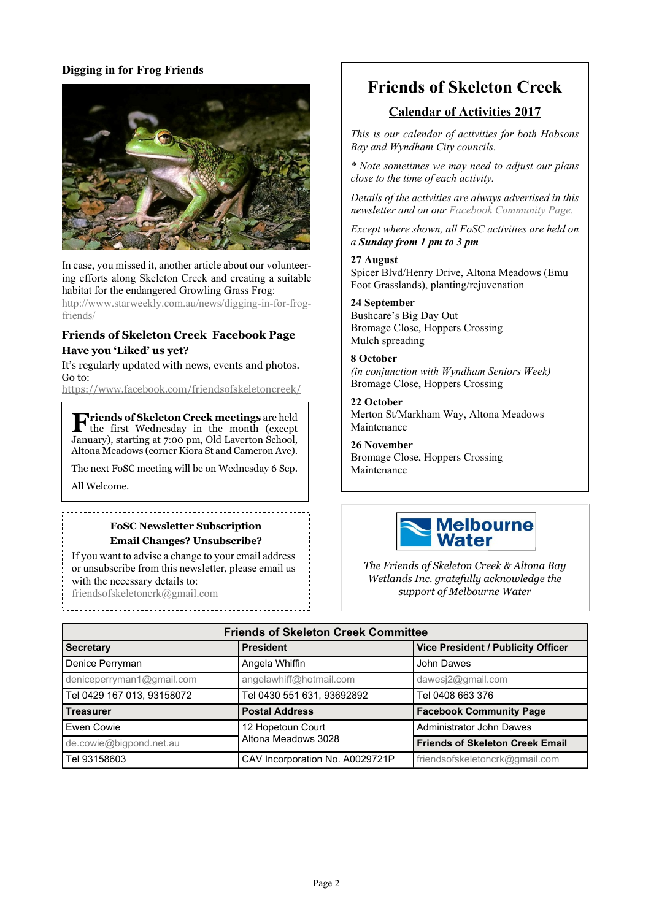### Digging in for Frog Friends

In case, you missed it, another article about our volunteering efforts along Skeleton Creek and creating a suitable habitat for the endangered Growling Grass Frog: http://www.starweekly.com.au/news/digging-in-for-frog-friends/

### Friends of Skeleton Creek Facebook Page

**Have you 'Liked' us yet?**

It's regularly updated with news, events and photos. Go to: https://www.facebook.com/friendsofskeletoncreek/

**Friends of Skeleton Creek meetings** are held the first Wednesday in the month (except January), starting at 7:00 pm, Old Laverton School, Altona Meadows (corner Kiora St and Cameron Ave).

The next FoSC meeting will be on Wednesday 6 Sep.

All Welcome.

**FoSC Newsletter Subscription**
**Email Changes? Unsubscribe?**

If you want to advise a change to your email address or unsubscribe from this newsletter, please email us with the necessary details to: friendsofskeletoncrk@gmail.com

# Friends of Skeleton Creek

## Calendar of Activities 2017

*This is our calendar of activities for both Hobsons Bay and Wyndham City councils.*

*\* Note sometimes we may need to adjust our plans close to the time of each activity.*

*Details of the activities are always advertised in this newsletter and on our Facebook Community Page.*

*Except where shown, all FoSC activities are held on a* ***Sunday from 1 pm to 3 pm***

**27 August**
Spicer Blvd/Henry Drive, Altona Meadows (Emu Foot Grasslands), planting/rejuvenation

**24 September**
Bushcare's Big Day Out
Bromage Close, Hoppers Crossing
Mulch spreading

**8 October**
*(in conjunction with Wyndham Seniors Week)*
Bromage Close, Hoppers Crossing

**22 October**
Merton St/Markham Way, Altona Meadows
Maintenance

**26 November**
Bromage Close, Hoppers Crossing
Maintenance

Melbourne Water

*The Friends of Skeleton Creek & Altona Bay Wetlands Inc. gratefully acknowledge the support of Melbourne Water*

| Friends of Skeleton Creek Committee | | |
|---|---|---|
| **Secretary** | **President** | **Vice President / Publicity Officer** |
| Denice Perryman | Angela Whiffin | John Dawes |
| deniceperryman1@gmail.com | angelawhiff@hotmail.com | dawesj2@gmail.com |
| Tel 0429 167 013, 93158072 | Tel 0430 551 631, 93692892 | Tel 0408 663 376 |
| **Treasurer** | **Postal Address** | **Facebook Community Page** |
| Ewen Cowie | 12 Hopetoun Court Altona Meadows 3028 | Administrator John Dawes |
| de.cowie@bigpond.net.au | | **Friends of Skeleton Creek Email** |
| Tel 93158603 | CAV Incorporation No. A0029721P | friendsofskeletoncrk@gmail.com |